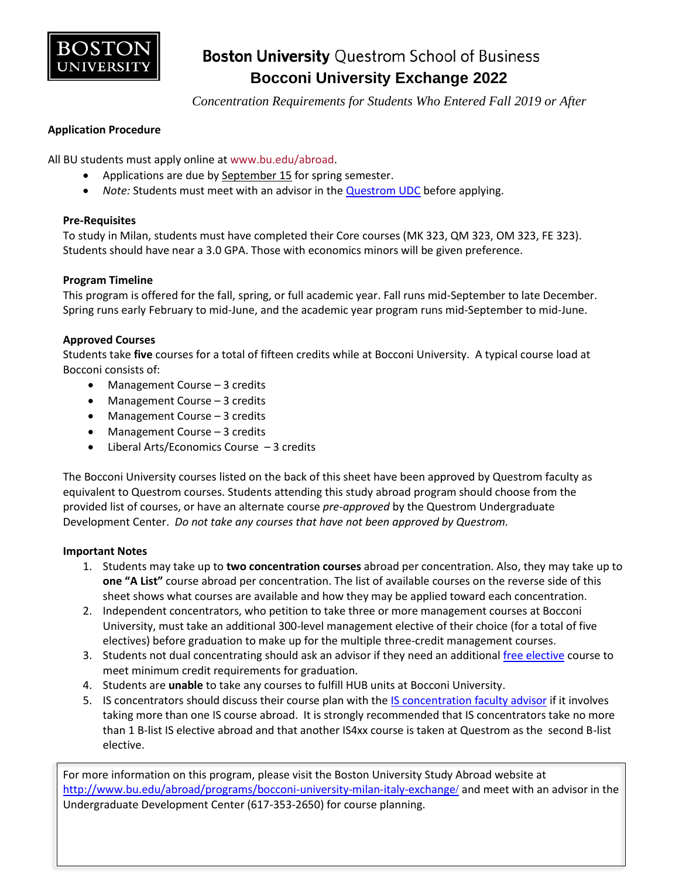# Boston University Questrom School of Business

## Bocconi University Exchange 2022

*Concentration Requirements for Students Who Entered Fall 2019 or After*

### Application Procedure

All BU students must apply online at www.bu.edu/abroad.

- Applications are due by September 15 for spring semester.
- *Note:* Students must meet with an advisor in the Questrom UDC before applying.

### Pre-Requisites

To study in Milan, students must have completed their Core courses (MK 323, QM 323, OM 323, FE 323). Students should have near a 3.0 GPA. Those with economics minors will be given preference.

### Program Timeline

This program is offered for the fall, spring, or full academic year. Fall runs mid-September to late December. Spring runs early February to mid-June, and the academic year program runs mid-September to mid-June.

### Approved Courses

Students take **five** courses for a total of fifteen credits while at Bocconi University. A typical course load at Bocconi consists of:

- Management Course – 3 credits
- Management Course – 3 credits
- Management Course – 3 credits
- Management Course – 3 credits
- Liberal Arts/Economics Course – 3 credits

The Bocconi University courses listed on the back of this sheet have been approved by Questrom faculty as equivalent to Questrom courses. Students attending this study abroad program should choose from the provided list of courses, or have an alternate course *pre-approved* by the Questrom Undergraduate Development Center. *Do not take any courses that have not been approved by Questrom.*

### Important Notes

1. Students may take up to **two concentration courses** abroad per concentration. Also, they may take up to **one "A List"** course abroad per concentration. The list of available courses on the reverse side of this sheet shows what courses are available and how they may be applied toward each concentration.
2. Independent concentrators, who petition to take three or more management courses at Bocconi University, must take an additional 300-level management elective of their choice (for a total of five electives) before graduation to make up for the multiple three-credit management courses.
3. Students not dual concentrating should ask an advisor if they need an additional free elective course to meet minimum credit requirements for graduation.
4. Students are **unable** to take any courses to fulfill HUB units at Bocconi University.
5. IS concentrators should discuss their course plan with the IS concentration faculty advisor if it involves taking more than one IS course abroad. It is strongly recommended that IS concentrators take no more than 1 B-list IS elective abroad and that another IS4xx course is taken at Questrom as the second B-list elective.

For more information on this program, please visit the Boston University Study Abroad website at http://www.bu.edu/abroad/programs/bocconi-university-milan-italy-exchange/ and meet with an advisor in the Undergraduate Development Center (617-353-2650) for course planning.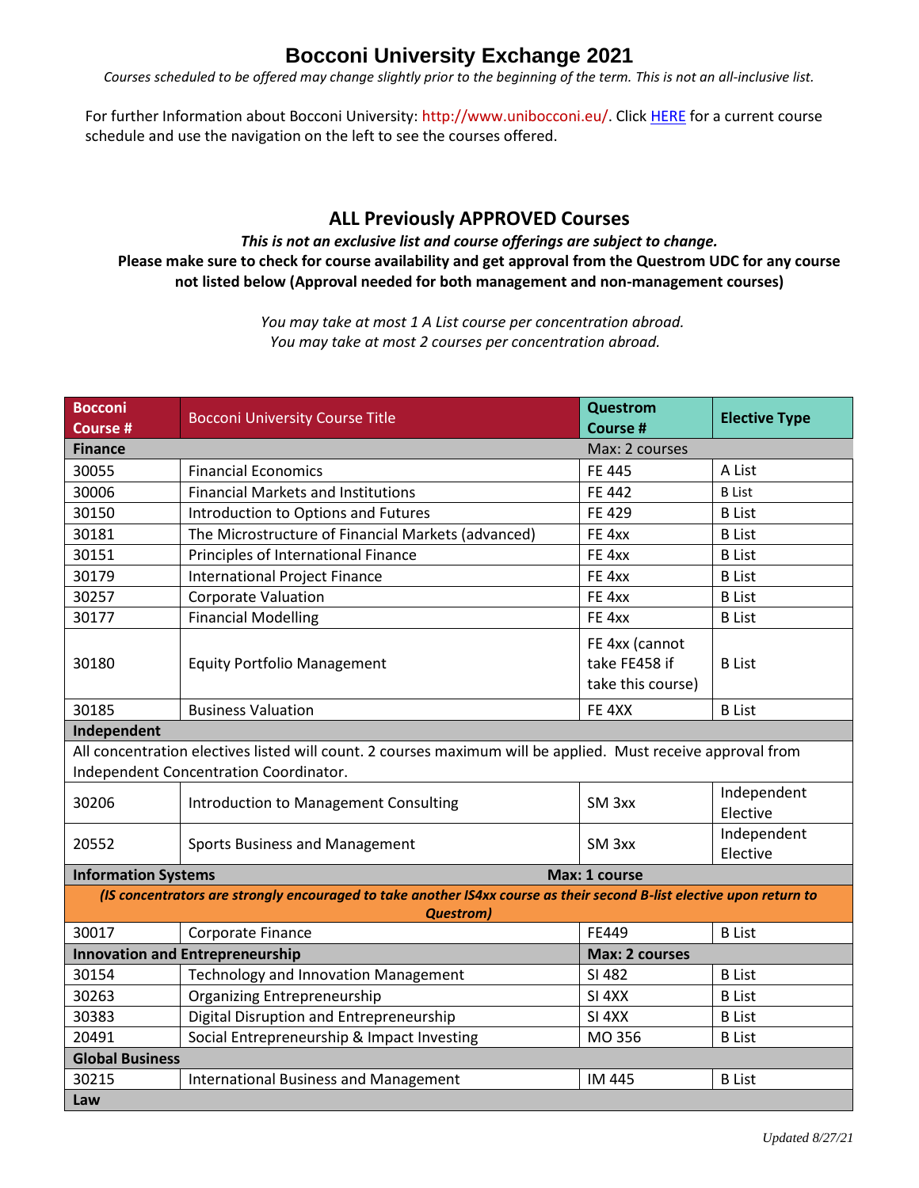# Bocconi University Exchange 2021

*Courses scheduled to be offered may change slightly prior to the beginning of the term. This is not an all-inclusive list.*

For further Information about Bocconi University: http://www.unibocconi.eu/. Click HERE for a current course schedule and use the navigation on the left to see the courses offered.

## ALL Previously APPROVED Courses

***This is not an exclusive list and course offerings are subject to change.***

**Please make sure to check for course availability and get approval from the Questrom UDC for any course not listed below (Approval needed for both management and non-management courses)**

*You may take at most 1 A List course per concentration abroad.*
*You may take at most 2 courses per concentration abroad.*

| Bocconi Course # | Bocconi University Course Title | Questrom Course # | Elective Type |
|---|---|---|---|
| **Finance** | | Max: 2 courses | |
| 30055 | Financial Economics | FE 445 | A List |
| 30006 | Financial Markets and Institutions | FE 442 | B List |
| 30150 | Introduction to Options and Futures | FE 429 | B List |
| 30181 | The Microstructure of Financial Markets (advanced) | FE 4xx | B List |
| 30151 | Principles of International Finance | FE 4xx | B List |
| 30179 | International Project Finance | FE 4xx | B List |
| 30257 | Corporate Valuation | FE 4xx | B List |
| 30177 | Financial Modelling | FE 4xx | B List |
| 30180 | Equity Portfolio Management | FE 4xx (cannot take FE458 if take this course) | B List |
| 30185 | Business Valuation | FE 4XX | B List |
| **Independent** | | | |
| All concentration electives listed will count. 2 courses maximum will be applied. Must receive approval from Independent Concentration Coordinator. | | | |
| 30206 | Introduction to Management Consulting | SM 3xx | Independent Elective |
| 20552 | Sports Business and Management | SM 3xx | Independent Elective |
| **Information Systems** | | **Max: 1 course** | |
| ***(IS concentrators are strongly encouraged to take another IS4xx course as their second B-list elective upon return to Questrom)*** | | | |
| 30017 | Corporate Finance | FE449 | B List |
| **Innovation and Entrepreneurship** | | **Max: 2 courses** | |
| 30154 | Technology and Innovation Management | SI 482 | B List |
| 30263 | Organizing Entrepreneurship | SI 4XX | B List |
| 30383 | Digital Disruption and Entrepreneurship | SI 4XX | B List |
| 20491 | Social Entrepreneurship & Impact Investing | MO 356 | B List |
| **Global Business** | | | |
| 30215 | International Business and Management | IM 445 | B List |
| **Law** | | | |

*Updated 8/27/21*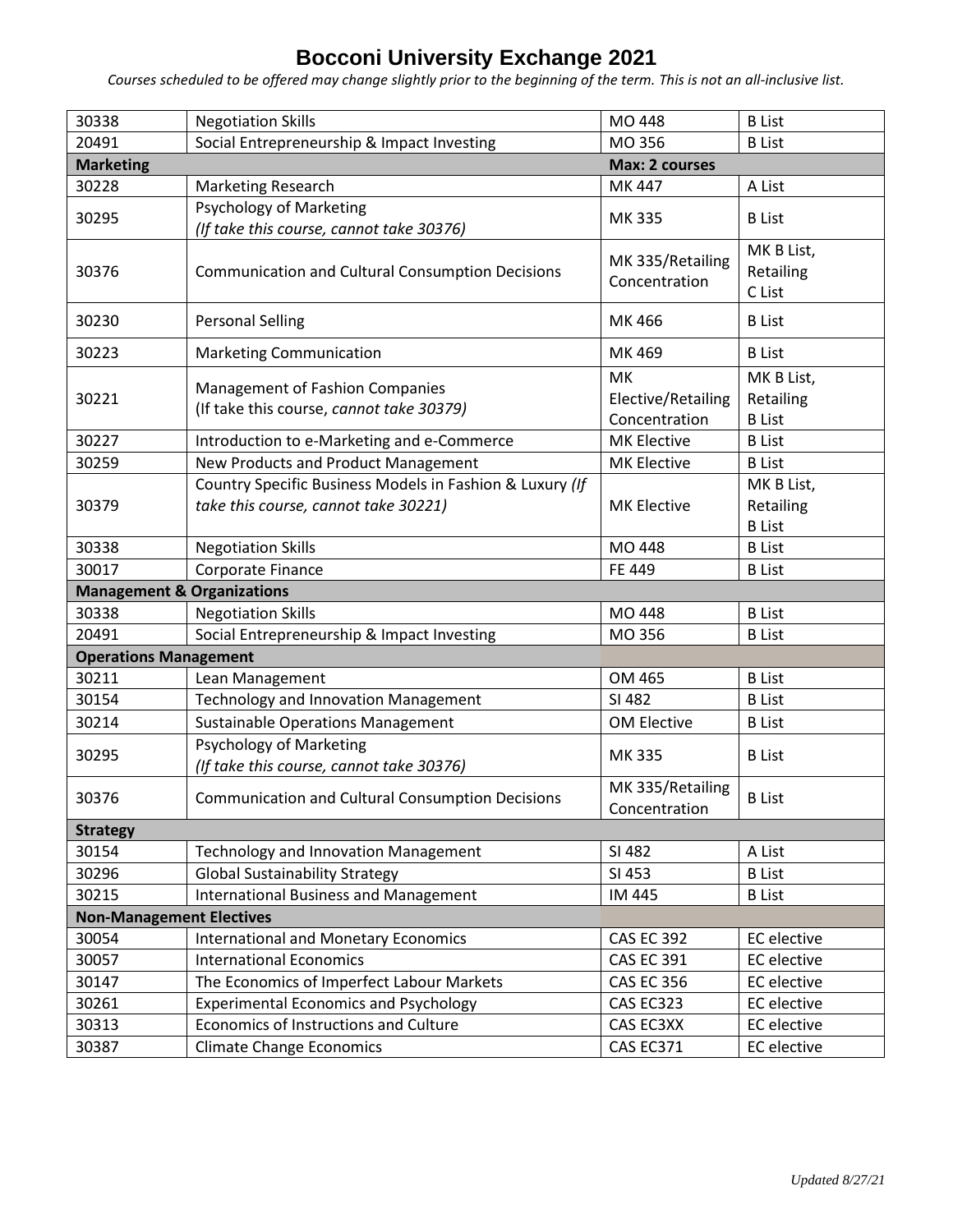# Bocconi University Exchange 2021

*Courses scheduled to be offered may change slightly prior to the beginning of the term. This is not an all-inclusive list.*

| | | | |
|---|---|---|---|
| 30338 | Negotiation Skills | MO 448 | B List |
| 20491 | Social Entrepreneurship & Impact Investing | MO 356 | B List |
| **Marketing** | | **Max: 2 courses** | |
| 30228 | Marketing Research | MK 447 | A List |
| 30295 | Psychology of Marketing *(If take this course, cannot take 30376)* | MK 335 | B List |
| 30376 | Communication and Cultural Consumption Decisions | MK 335/Retailing Concentration | MK B List, Retailing C List |
| 30230 | Personal Selling | MK 466 | B List |
| 30223 | Marketing Communication | MK 469 | B List |
| 30221 | Management of Fashion Companies (If take this course, *cannot take 30379)* | MK Elective/Retailing Concentration | MK B List, Retailing B List |
| 30227 | Introduction to e-Marketing and e-Commerce | MK Elective | B List |
| 30259 | New Products and Product Management | MK Elective | B List |
| 30379 | Country Specific Business Models in Fashion & Luxury *(If take this course, cannot take 30221)* | MK Elective | MK B List, Retailing B List |
| 30338 | Negotiation Skills | MO 448 | B List |
| 30017 | Corporate Finance | FE 449 | B List |
| **Management & Organizations** | | | |
| 30338 | Negotiation Skills | MO 448 | B List |
| 20491 | Social Entrepreneurship & Impact Investing | MO 356 | B List |
| **Operations Management** | | | |
| 30211 | Lean Management | OM 465 | B List |
| 30154 | Technology and Innovation Management | SI 482 | B List |
| 30214 | Sustainable Operations Management | OM Elective | B List |
| 30295 | Psychology of Marketing *(If take this course, cannot take 30376)* | MK 335 | B List |
| 30376 | Communication and Cultural Consumption Decisions | MK 335/Retailing Concentration | B List |
| **Strategy** | | | |
| 30154 | Technology and Innovation Management | SI 482 | A List |
| 30296 | Global Sustainability Strategy | SI 453 | B List |
| 30215 | International Business and Management | IM 445 | B List |
| **Non-Management Electives** | | | |
| 30054 | International and Monetary Economics | CAS EC 392 | EC elective |
| 30057 | International Economics | CAS EC 391 | EC elective |
| 30147 | The Economics of Imperfect Labour Markets | CAS EC 356 | EC elective |
| 30261 | Experimental Economics and Psychology | CAS EC323 | EC elective |
| 30313 | Economics of Instructions and Culture | CAS EC3XX | EC elective |
| 30387 | Climate Change Economics | CAS EC371 | EC elective |

*Updated 8/27/21*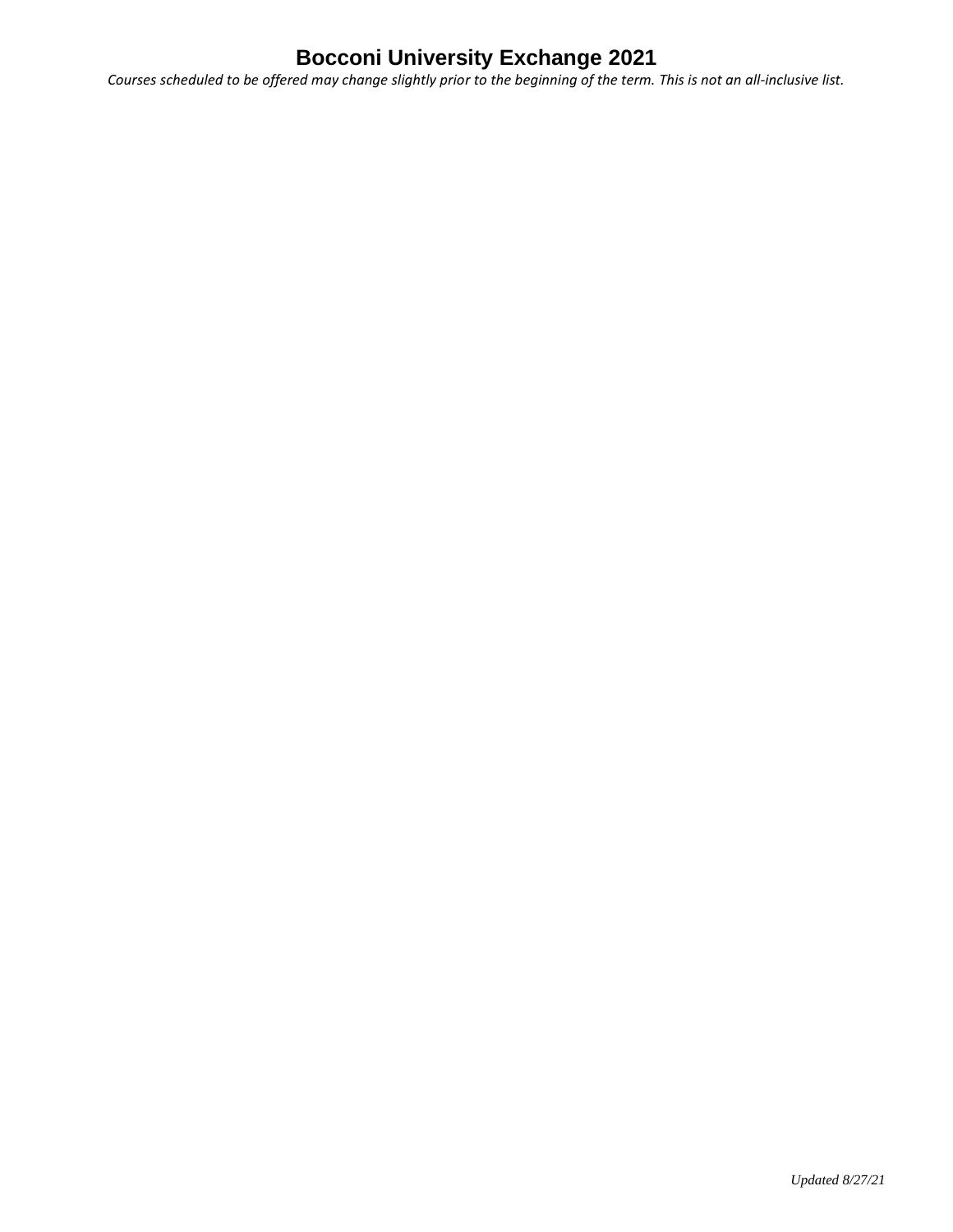# Bocconi University Exchange 2021

*Courses scheduled to be offered may change slightly prior to the beginning of the term. This is not an all-inclusive list.*

*Updated 8/27/21*